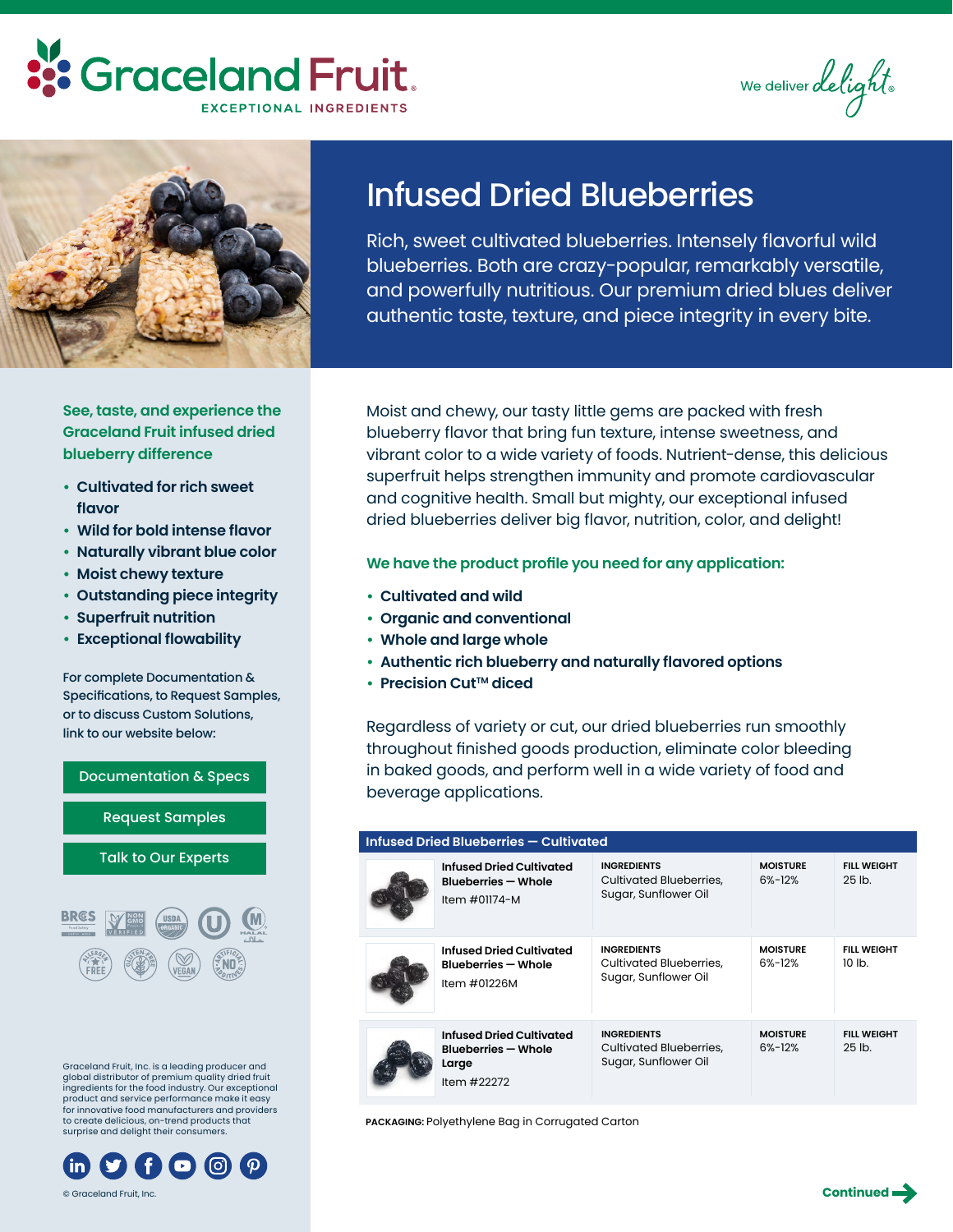# Graceland Fruit

EXCEPTIONAL INGREDIENTS

We deliver *delight*

# Infused Dried Blueberries

Rich, sweet cultivated blueberries. Intensely flavorful wild blueberries. Both are crazy-popular, remarkably versatile, and powerfully nutritious. Our premium dried blues deliver authentic taste, texture, and piece integrity in every bite.

Moist and chewy, our tasty little gems are packed with fresh blueberry flavor that bring fun texture, intense sweetness, and vibrant color to a wide variety of foods. Nutrient-dense, this delicious superfruit helps strengthen immunity and promote cardiovascular and cognitive health. Small but mighty, our exceptional infused dried blueberries deliver big flavor, nutrition, color, and delight!

### We have the product profile you need for any application:

- **Cultivated and wild**
- **Organic and conventional**
- **Whole and large whole**
- **Authentic rich blueberry and naturally flavored options**
- **Precision Cut™ diced**

Regardless of variety or cut, our dried blueberries run smoothly throughout finished goods production, eliminate color bleeding in baked goods, and perform well in a wide variety of food and beverage applications.

### See, taste, and experience the Graceland Fruit infused dried blueberry difference

- **Cultivated for rich sweet flavor**
- **Wild for bold intense flavor**
- **Naturally vibrant blue color**
- **Moist chewy texture**
- **Outstanding piece integrity**
- **Superfruit nutrition**
- **Exceptional flowability**

For complete Documentation & Specifications, to Request Samples, or to discuss Custom Solutions, link to our website below:

- Documentation & Specs
- Request Samples
- Talk to Our Experts

**Infused Dried Blueberries — Cultivated**

| Product | Ingredients | Moisture | Fill Weight |
|---|---|---|---|
| **Infused Dried Cultivated Blueberries — Whole** Item #01174-M | Cultivated Blueberries, Sugar, Sunflower Oil | 6%-12% | 25 lb. |
| **Infused Dried Cultivated Blueberries — Whole** Item #01226M | Cultivated Blueberries, Sugar, Sunflower Oil | 6%-12% | 10 lb. |
| **Infused Dried Cultivated Blueberries — Whole Large** Item #22272 | Cultivated Blueberries, Sugar, Sunflower Oil | 6%-12% | 25 lb. |

**PACKAGING:** Polyethylene Bag in Corrugated Carton

Graceland Fruit, Inc. is a leading producer and global distributor of premium quality dried fruit ingredients for the food industry. Our exceptional product and service performance make it easy for innovative food manufacturers and providers to create delicious, on-trend products that surprise and delight their consumers.

© Graceland Fruit, Inc.

**Continued →**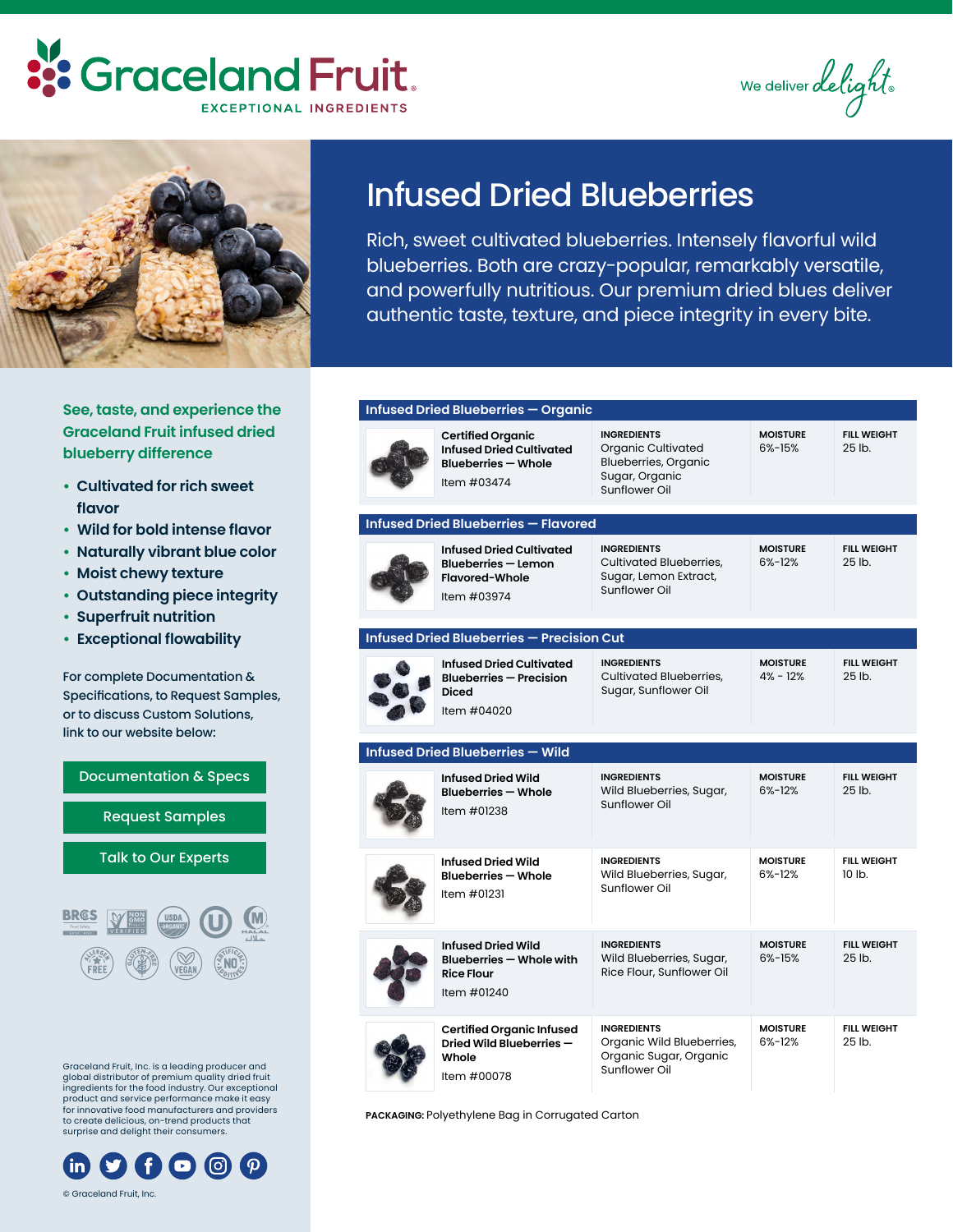Graceland Fruit

EXCEPTIONAL INGREDIENTS

We deliver delight

# Infused Dried Blueberries

Rich, sweet cultivated blueberries. Intensely flavorful wild blueberries. Both are crazy-popular, remarkably versatile, and powerfully nutritious. Our premium dried blues deliver authentic taste, texture, and piece integrity in every bite.

## See, taste, and experience the Graceland Fruit infused dried blueberry difference

- Cultivated for rich sweet flavor
- Wild for bold intense flavor
- Naturally vibrant blue color
- Moist chewy texture
- Outstanding piece integrity
- Superfruit nutrition
- Exceptional flowability

For complete Documentation & Specifications, to Request Samples, or to discuss Custom Solutions, link to our website below:

Documentation & Specs

Request Samples

Talk to Our Experts

### Infused Dried Blueberries — Organic

| Product | Ingredients | Moisture | Fill Weight |
|---|---|---|---|
| **Certified Organic Infused Dried Cultivated Blueberries — Whole**<br>Item #03474 | Organic Cultivated Blueberries, Organic Sugar, Organic Sunflower Oil | 6%-15% | 25 lb. |

### Infused Dried Blueberries — Flavored

| Product | Ingredients | Moisture | Fill Weight |
|---|---|---|---|
| **Infused Dried Cultivated Blueberries — Lemon Flavored-Whole**<br>Item #03974 | Cultivated Blueberries, Sugar, Lemon Extract, Sunflower Oil | 6%-12% | 25 lb. |

### Infused Dried Blueberries — Precision Cut

| Product | Ingredients | Moisture | Fill Weight |
|---|---|---|---|
| **Infused Dried Cultivated Blueberries — Precision Diced**<br>Item #04020 | Cultivated Blueberries, Sugar, Sunflower Oil | 4% - 12% | 25 lb. |

### Infused Dried Blueberries — Wild

| Product | Ingredients | Moisture | Fill Weight |
|---|---|---|---|
| **Infused Dried Wild Blueberries — Whole**<br>Item #01238 | Wild Blueberries, Sugar, Sunflower Oil | 6%-12% | 25 lb. |
| **Infused Dried Wild Blueberries — Whole**<br>Item #01231 | Wild Blueberries, Sugar, Sunflower Oil | 6%-12% | 10 lb. |
| **Infused Dried Wild Blueberries — Whole with Rice Flour**<br>Item #01240 | Wild Blueberries, Sugar, Rice Flour, Sunflower Oil | 6%-15% | 25 lb. |
| **Certified Organic Infused Dried Wild Blueberries — Whole**<br>Item #00078 | Organic Wild Blueberries, Organic Sugar, Organic Sunflower Oil | 6%-12% | 25 lb. |

**PACKAGING:** Polyethylene Bag in Corrugated Carton

Graceland Fruit, Inc. is a leading producer and global distributor of premium quality dried fruit ingredients for the food industry. Our exceptional product and service performance make it easy for innovative food manufacturers and providers to create delicious, on-trend products that surprise and delight their consumers.

© Graceland Fruit, Inc.